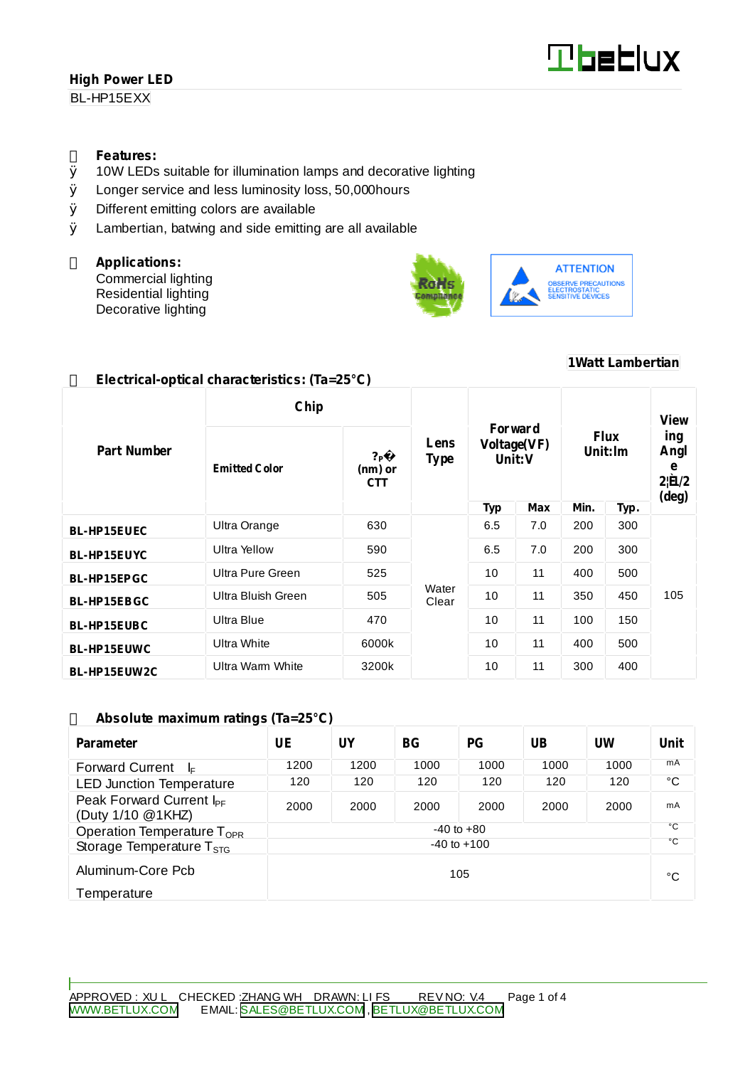# High Power LED

BL-HP15EXX

## Features:

- 10W LEDs suitable for illumination lamps and decorative lighting
- Longer service and less luminosity loss, 50,000hours
- Different emitting colors are available
- Lambertian, batwing and side emitting are all available

## Applications:

Commercial lighting
Residential lighting
Decorative lighting

RoHS Compliance

ATTENTION
OBSERVE PRECAUTIONS ELECTROSTATIC SENSITIVE DEVICES

**1Watt Lambertian**

## Electrical-optical characteristics: (Ta=25°C)

| Part Number | Chip | | Lens Type | Forward Voltage(VF) Unit:V | | Flux Unit:lm | | Viewing Angle 2θ1/2 (deg) |
|---|---|---|---|---|---|---|---|---|
| | Emitted Color | λP (nm) or CTT | | Typ | Max | Min. | Typ. | |
| **BL-HP15EUEC** | Ultra Orange | 630 | Water Clear | 6.5 | 7.0 | 200 | 300 | 105 |
| **BL-HP15EUYC** | Ultra Yellow | 590 | | 6.5 | 7.0 | 200 | 300 | |
| **BL-HP15EPGC** | Ultra Pure Green | 525 | | 10 | 11 | 400 | 500 | |
| **BL-HP15EBGC** | Ultra Bluish Green | 505 | | 10 | 11 | 350 | 450 | |
| **BL-HP15EUBC** | Ultra Blue | 470 | | 10 | 11 | 100 | 150 | |
| **BL-HP15EUWC** | Ultra White | 6000k | | 10 | 11 | 400 | 500 | |
| **BL-HP15EUW2C** | Ultra Warm White | 3200k | | 10 | 11 | 300 | 400 | |

## Absolute maximum ratings (Ta=25°C)

| Parameter | UE | UY | BG | PG | UB | UW | Unit |
|---|---|---|---|---|---|---|---|
| Forward Current $I_F$ | 1200 | 1200 | 1000 | 1000 | 1000 | 1000 | mA |
| LED Junction Temperature | 120 | 120 | 120 | 120 | 120 | 120 | °C |
| Peak Forward Current $I_{PF}$ (Duty 1/10 @1KHZ) | 2000 | 2000 | 2000 | 2000 | 2000 | 2000 | mA |
| Operation Temperature $T_{OPR}$ | -40 to +80 | | | | | | °C |
| Storage Temperature $T_{STG}$ | -40 to +100 | | | | | | °C |
| Aluminum-Core Pcb Temperature | 105 | | | | | | °C |

APPROVED : XU L CHECKED :ZHANG WH DRAWN: LI FS REV NO: V.4

WWW.BETLUX.COM EMAIL: SALES@BETLUX.COM , BETLUX@BETLUX.COM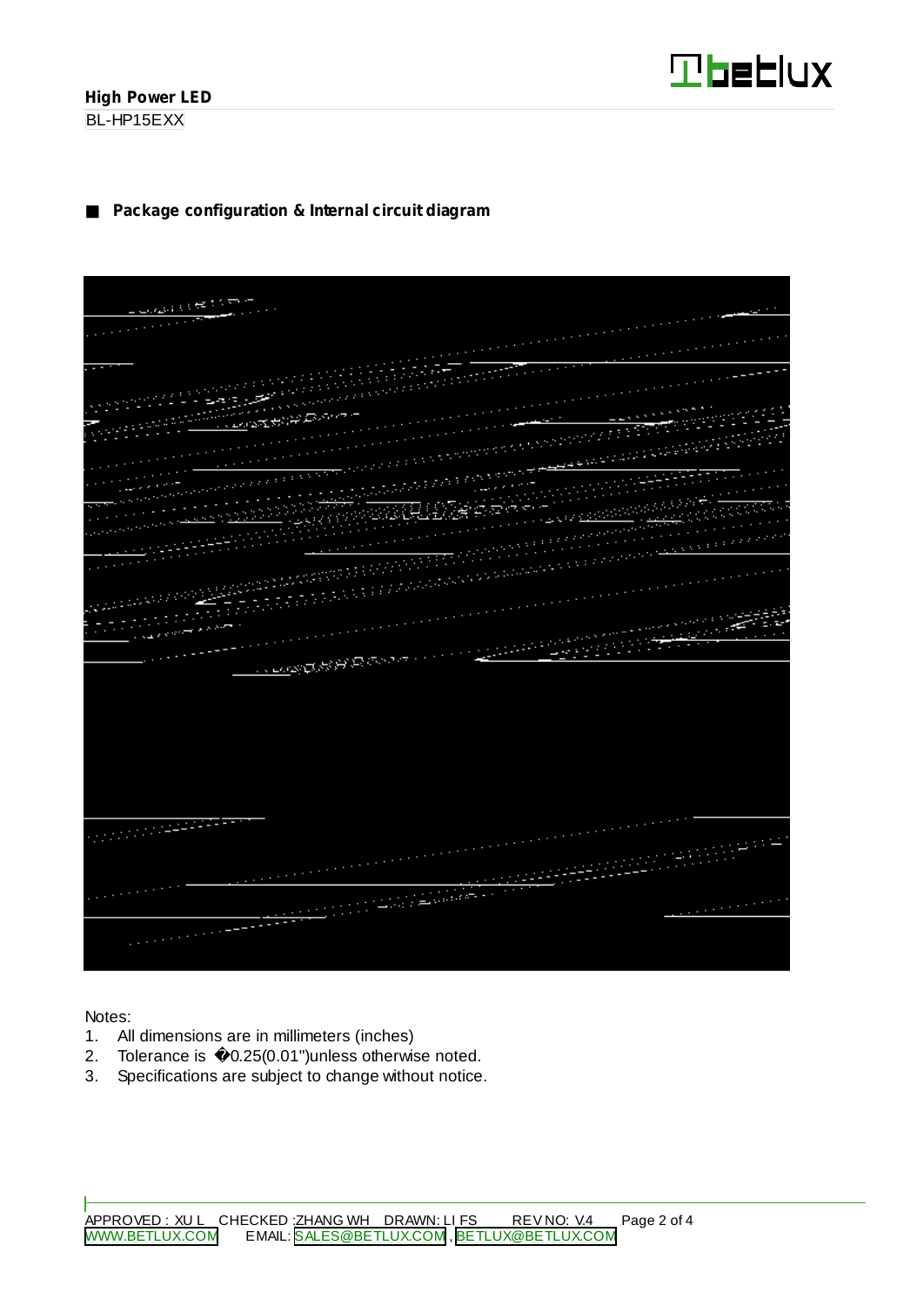■ **Package configuration & Internal circuit diagram**

Notes:

1. All dimensions are in millimeters (inches)
2. Tolerance is �0.25(0.01")unless otherwise noted.
3. Specifications are subject to change without notice.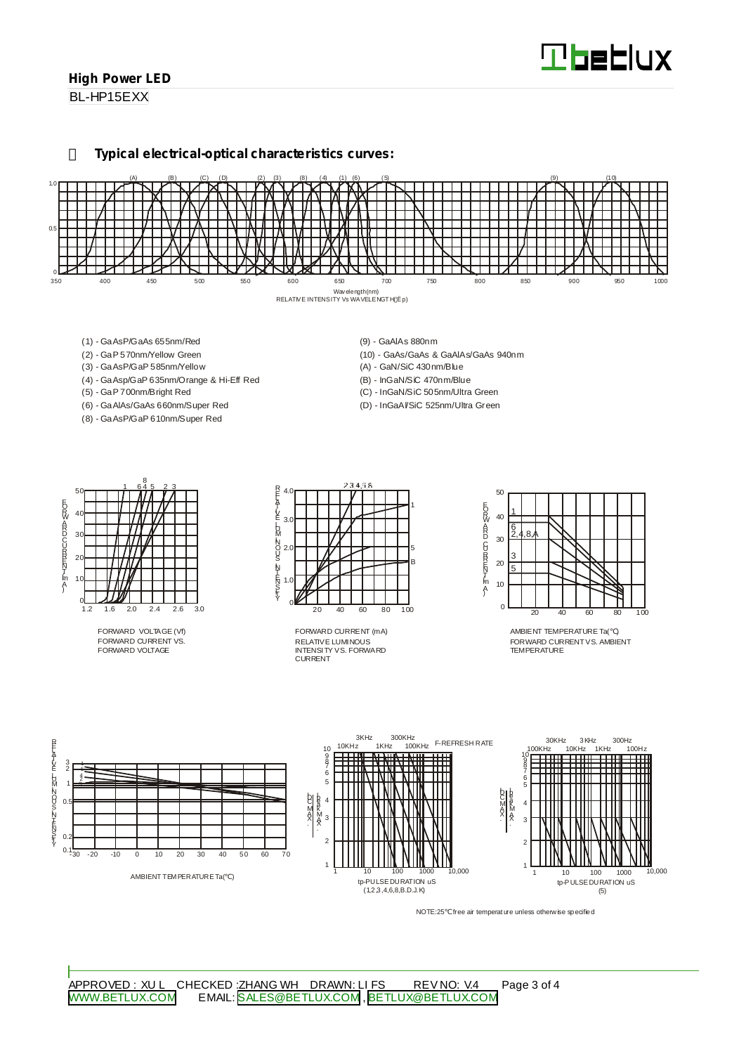## High Power LED

BL-HP15EXX

### Typical electrical-optical characteristics curves:

RELATIVE INTENSITY Vs WAVELENGTH(λp)

- (1) - GaAsP/GaAs 655nm/Red
- (2) - GaP 570nm/Yellow Green
- (3) - GaAsP/GaP 585nm/Yellow
- (4) - GaAsp/GaP 635nm/Orange & Hi-Eff Red
- (5) - GaP 700nm/Bright Red
- (6) - GaAlAs/GaAs 660nm/Super Red
- (8) - GaAsP/GaP 610nm/Super Red
- (9) - GaAlAs 880nm
- (10) - GaAs/GaAs & GaAlAs/GaAs 940nm
- (A) - GaN/SiC 430nm/Blue
- (B) - InGaN/SiC 470nm/Blue
- (C) - InGaN/SiC 505nm/Ultra Green
- (D) - InGaAl/SiC 525nm/Ultra Green

FORWARD CURRENT VS. FORWARD VOLTAGE

RELATIVE LUMINOUS INTENSITY VS. FORWARD CURRENT

FORWARD CURRENT VS. AMBIENT TEMPERATURE

AMBIENT TEMPERATURE Ta(℃)

tp-PULSE DURATION uS (1,2,3,4,6,8,B,D,J,K)

tp-PULSE DURATION uS (5)

NOTE: 25℃ free air temperature unless otherwise specified

APPROVED : XU L CHECKED : ZHANG WH DRAWN: LI FS REV NO: V.4

WWW.BETLUX.COM EMAIL: SALES@BETLUX.COM , BETLUX@BETLUX.COM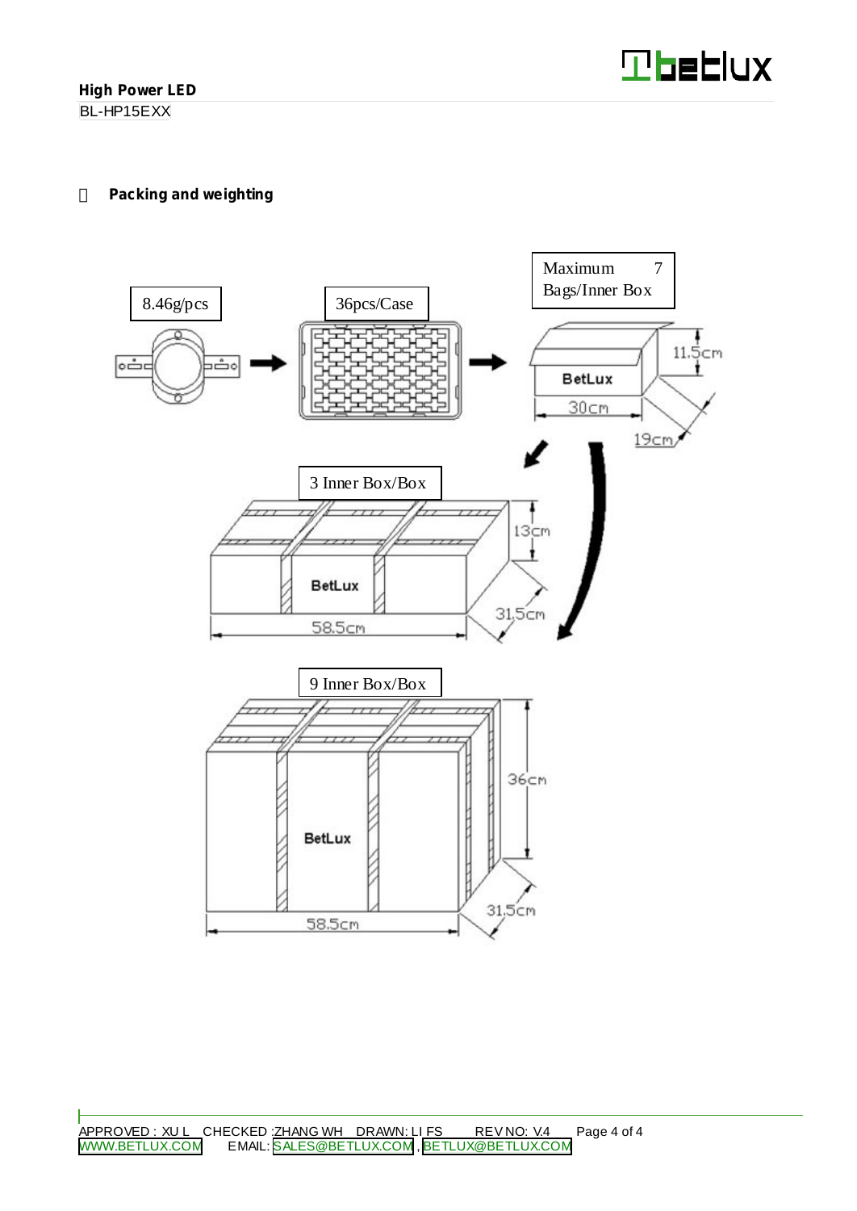## Packing and weighting

8.46g/pcs

36pcs/Case

Maximum 7 Bags/Inner Box

BetLux

11.5cm

30cm

19cm

3 Inner Box/Box

13cm

BetLux

31.5cm

58.5cm

9 Inner Box/Box

36cm

BetLux

31.5cm

58.5cm

APPROVED : XU L CHECKED :ZHANG WH DRAWN: LI FS REV NO: V.4

WWW.BETLUX.COM EMAIL: SALES@BETLUX.COM , BETLUX@BETLUX.COM